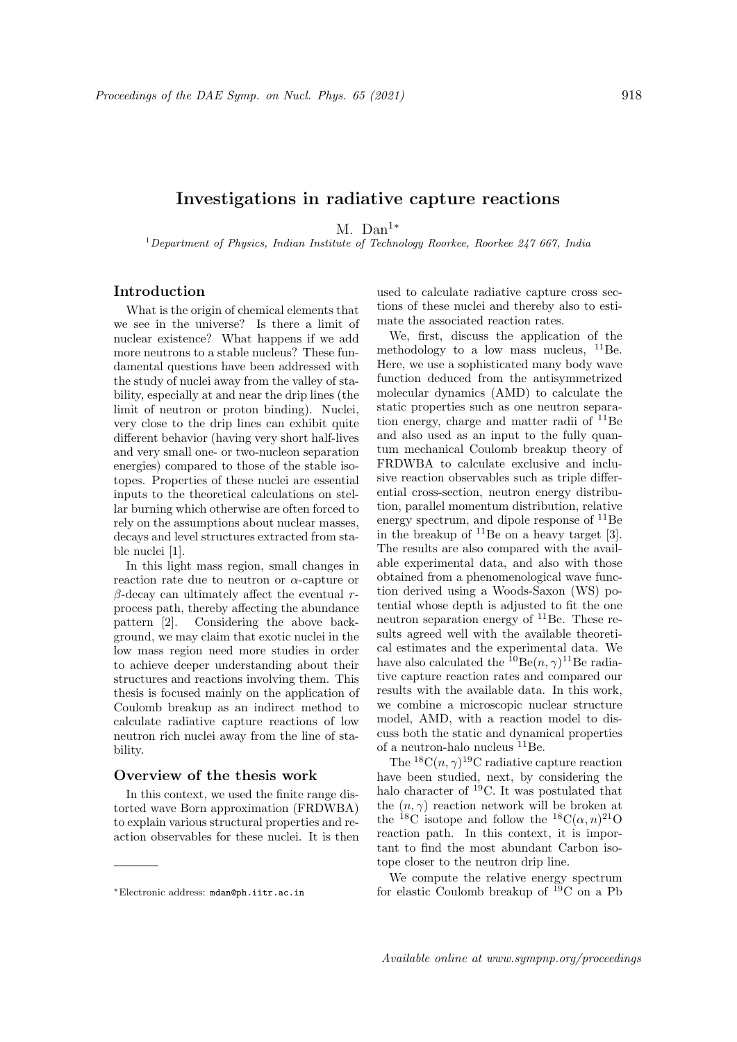# Investigations in radiative capture reactions

M. Dan[1*]

[1] *Department of Physics, Indian Institute of Technology Roorkee, Roorkee 247 667, India*

## Introduction

What is the origin of chemical elements that we see in the universe? Is there a limit of nuclear existence? What happens if we add more neutrons to a stable nucleus? These fundamental questions have been addressed with the study of nuclei away from the valley of stability, especially at and near the drip lines (the limit of neutron or proton binding). Nuclei, very close to the drip lines can exhibit quite different behavior (having very short half-lives and very small one- or two-nucleon separation energies) compared to those of the stable isotopes. Properties of these nuclei are essential inputs to the theoretical calculations on stellar burning which otherwise are often forced to rely on the assumptions about nuclear masses, decays and level structures extracted from stable nuclei [1].

In this light mass region, small changes in reaction rate due to neutron or $\alpha$-capture or $\beta$-decay can ultimately affect the eventual $r$-process path, thereby affecting the abundance pattern [2]. Considering the above background, we may claim that exotic nuclei in the low mass region need more studies in order to achieve deeper understanding about their structures and reactions involving them. This thesis is focused mainly on the application of Coulomb breakup as an indirect method to calculate radiative capture reactions of low neutron rich nuclei away from the line of stability.

## Overview of the thesis work

In this context, we used the finite range distorted wave Born approximation (FRDWBA) to explain various structural properties and reaction observables for these nuclei. It is then used to calculate radiative capture cross sections of these nuclei and thereby also to estimate the associated reaction rates.

We, first, discuss the application of the methodology to a low mass nucleus, $^{11}$Be. Here, we use a sophisticated many body wave function deduced from the antisymmetrized molecular dynamics (AMD) to calculate the static properties such as one neutron separation energy, charge and matter radii of $^{11}$Be and also used as an input to the fully quantum mechanical Coulomb breakup theory of FRDWBA to calculate exclusive and inclusive reaction observables such as triple differential cross-section, neutron energy distribution, parallel momentum distribution, relative energy spectrum, and dipole response of $^{11}$Be in the breakup of $^{11}$Be on a heavy target [3]. The results are also compared with the available experimental data, and also with those obtained from a phenomenological wave function derived using a Woods-Saxon (WS) potential whose depth is adjusted to fit the one neutron separation energy of $^{11}$Be. These results agreed well with the available theoretical estimates and the experimental data. We have also calculated the $^{10}$Be$(n,\gamma)^{11}$Be radiative capture reaction rates and compared our results with the available data. In this work, we combine a microscopic nuclear structure model, AMD, with a reaction model to discuss both the static and dynamical properties of a neutron-halo nucleus $^{11}$Be.

The $^{18}$C$(n,\gamma)^{19}$C radiative capture reaction have been studied, next, by considering the halo character of $^{19}$C. It was postulated that the $(n,\gamma)$ reaction network will be broken at the $^{18}$C isotope and follow the $^{18}$C$(\alpha,n)^{21}$O reaction path. In this context, it is important to find the most abundant Carbon isotope closer to the neutron drip line.

We compute the relative energy spectrum for elastic Coulomb breakup of $^{19}$C on a Pb

---

*Electronic address: mdan@ph.iitr.ac.in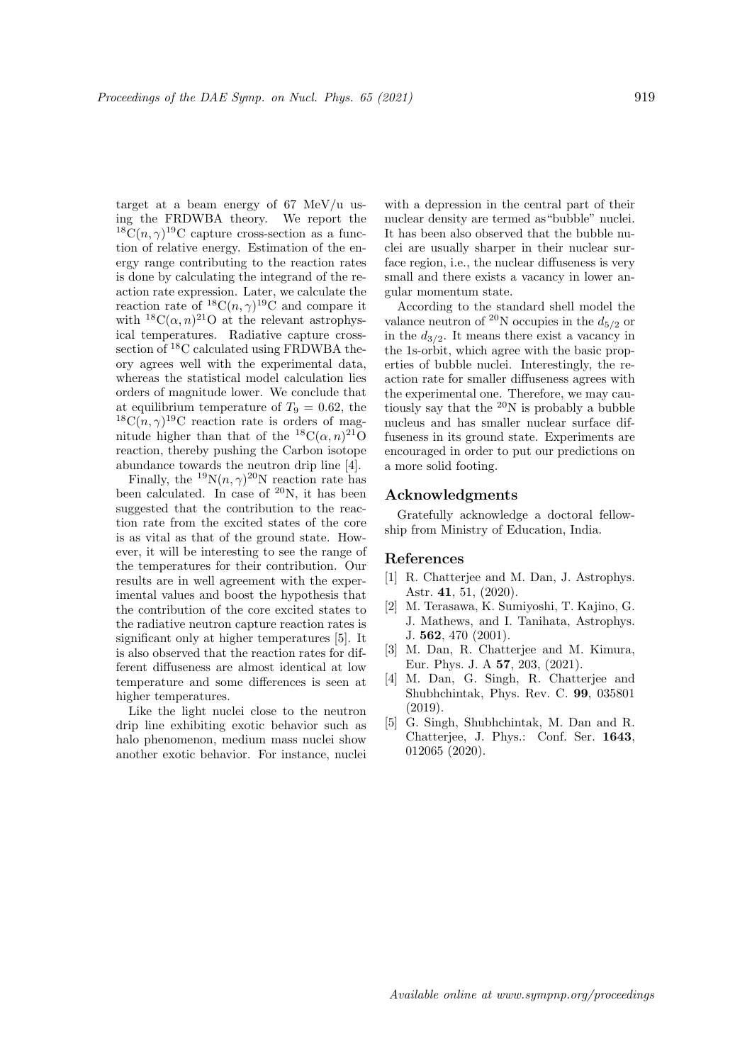target at a beam energy of 67 MeV/u using the FRDWBA theory. We report the $^{18}$C$(n,\gamma)^{19}$C capture cross-section as a function of relative energy. Estimation of the energy range contributing to the reaction rates is done by calculating the integrand of the reaction rate expression. Later, we calculate the reaction rate of $^{18}$C$(n,\gamma)^{19}$C and compare it with $^{18}$C$(\alpha,n)^{21}$O at the relevant astrophysical temperatures. Radiative capture cross-section of $^{18}$C calculated using FRDWBA theory agrees well with the experimental data, whereas the statistical model calculation lies orders of magnitude lower. We conclude that at equilibrium temperature of $T_9 = 0.62$, the $^{18}$C$(n,\gamma)^{19}$C reaction rate is orders of magnitude higher than that of the $^{18}$C$(\alpha,n)^{21}$O reaction, thereby pushing the Carbon isotope abundance towards the neutron drip line [4].

Finally, the $^{19}$N$(n,\gamma)^{20}$N reaction rate has been calculated. In case of $^{20}$N, it has been suggested that the contribution to the reaction rate from the excited states of the core is as vital as that of the ground state. However, it will be interesting to see the range of the temperatures for their contribution. Our results are in well agreement with the experimental values and boost the hypothesis that the contribution of the core excited states to the radiative neutron capture reaction rates is significant only at higher temperatures [5]. It is also observed that the reaction rates for different diffuseness are almost identical at low temperature and some differences is seen at higher temperatures.

Like the light nuclei close to the neutron drip line exhibiting exotic behavior such as halo phenomenon, medium mass nuclei show another exotic behavior. For instance, nuclei with a depression in the central part of their nuclear density are termed as"bubble" nuclei. It has been also observed that the bubble nuclei are usually sharper in their nuclear surface region, i.e., the nuclear diffuseness is very small and there exists a vacancy in lower angular momentum state.

According to the standard shell model the valance neutron of $^{20}$N occupies in the $d_{5/2}$ or in the $d_{3/2}$. It means there exist a vacancy in the 1s-orbit, which agree with the basic properties of bubble nuclei. Interestingly, the reaction rate for smaller diffuseness agrees with the experimental one. Therefore, we may cautiously say that the $^{20}$N is probably a bubble nucleus and has smaller nuclear surface diffuseness in its ground state. Experiments are encouraged in order to put our predictions on a more solid footing.

## Acknowledgments

Gratefully acknowledge a doctoral fellowship from Ministry of Education, India.

## References

[1] R. Chatterjee and M. Dan, J. Astrophys. Astr. **41**, 51, (2020).

[2] M. Terasawa, K. Sumiyoshi, T. Kajino, G. J. Mathews, and I. Tanihata, Astrophys. J. **562**, 470 (2001).

[3] M. Dan, R. Chatterjee and M. Kimura, Eur. Phys. J. A **57**, 203, (2021).

[4] M. Dan, G. Singh, R. Chatterjee and Shubhchintak, Phys. Rev. C. **99**, 035801 (2019).

[5] G. Singh, Shubhchintak, M. Dan and R. Chatterjee, J. Phys.: Conf. Ser. **1643**, 012065 (2020).